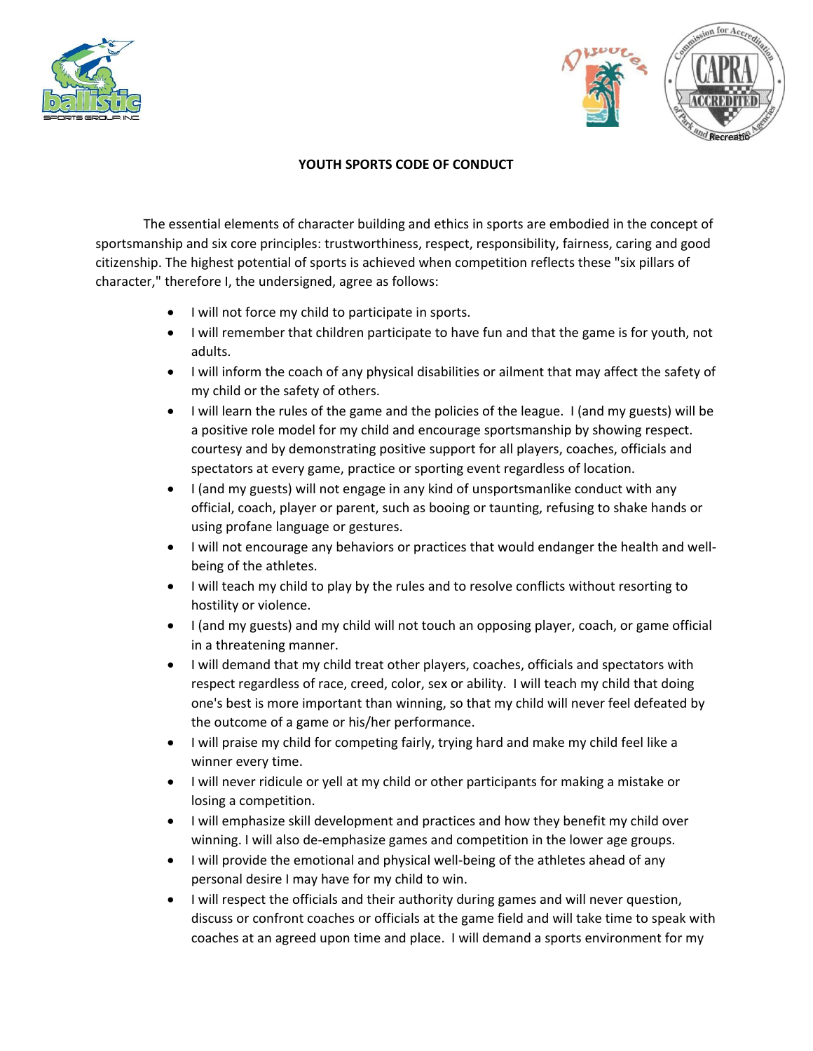# YOUTH SPORTS CODE OF CONDUCT

The essential elements of character building and ethics in sports are embodied in the concept of sportsmanship and six core principles: trustworthiness, respect, responsibility, fairness, caring and good citizenship. The highest potential of sports is achieved when competition reflects these "six pillars of character," therefore I, the undersigned, agree as follows:

- I will not force my child to participate in sports.
- I will remember that children participate to have fun and that the game is for youth, not adults.
- I will inform the coach of any physical disabilities or ailment that may affect the safety of my child or the safety of others.
- I will learn the rules of the game and the policies of the league. I (and my guests) will be a positive role model for my child and encourage sportsmanship by showing respect. courtesy and by demonstrating positive support for all players, coaches, officials and spectators at every game, practice or sporting event regardless of location.
- I (and my guests) will not engage in any kind of unsportsmanlike conduct with any official, coach, player or parent, such as booing or taunting, refusing to shake hands or using profane language or gestures.
- I will not encourage any behaviors or practices that would endanger the health and well-being of the athletes.
- I will teach my child to play by the rules and to resolve conflicts without resorting to hostility or violence.
- I (and my guests) and my child will not touch an opposing player, coach, or game official in a threatening manner.
- I will demand that my child treat other players, coaches, officials and spectators with respect regardless of race, creed, color, sex or ability. I will teach my child that doing one's best is more important than winning, so that my child will never feel defeated by the outcome of a game or his/her performance.
- I will praise my child for competing fairly, trying hard and make my child feel like a winner every time.
- I will never ridicule or yell at my child or other participants for making a mistake or losing a competition.
- I will emphasize skill development and practices and how they benefit my child over winning. I will also de-emphasize games and competition in the lower age groups.
- I will provide the emotional and physical well-being of the athletes ahead of any personal desire I may have for my child to win.
- I will respect the officials and their authority during games and will never question, discuss or confront coaches or officials at the game field and will take time to speak with coaches at an agreed upon time and place. I will demand a sports environment for my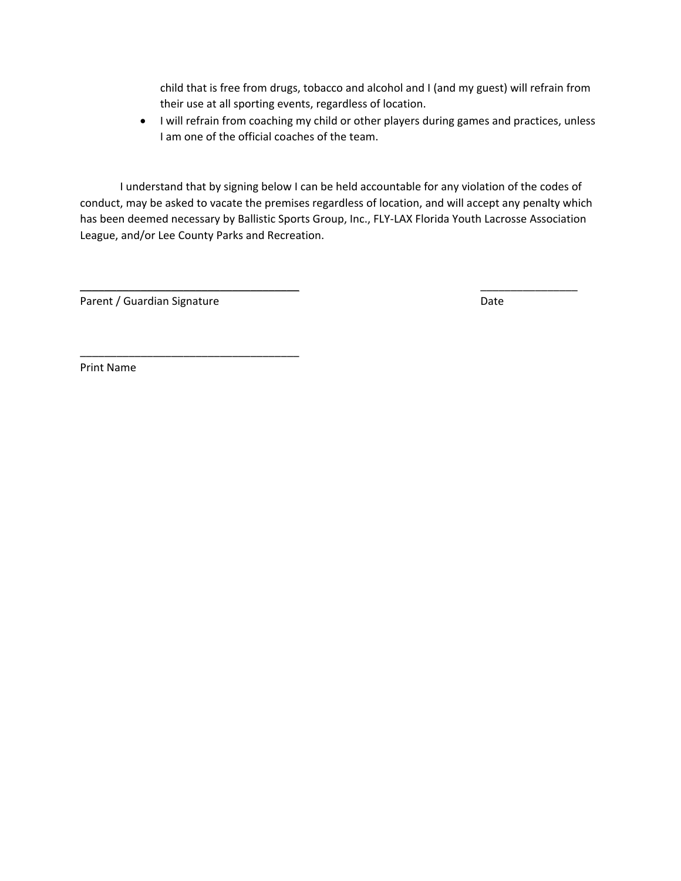child that is free from drugs, tobacco and alcohol and I (and my guest) will refrain from their use at all sporting events, regardless of location.

- I will refrain from coaching my child or other players during games and practices, unless I am one of the official coaches of the team.

I understand that by signing below I can be held accountable for any violation of the codes of conduct, may be asked to vacate the premises regardless of location, and will accept any penalty which has been deemed necessary by Ballistic Sports Group, Inc., FLY-LAX Florida Youth Lacrosse Association League, and/or Lee County Parks and Recreation.

_____________________________________ ________________

Parent / Guardian Signature Date

_____________________________________

Print Name